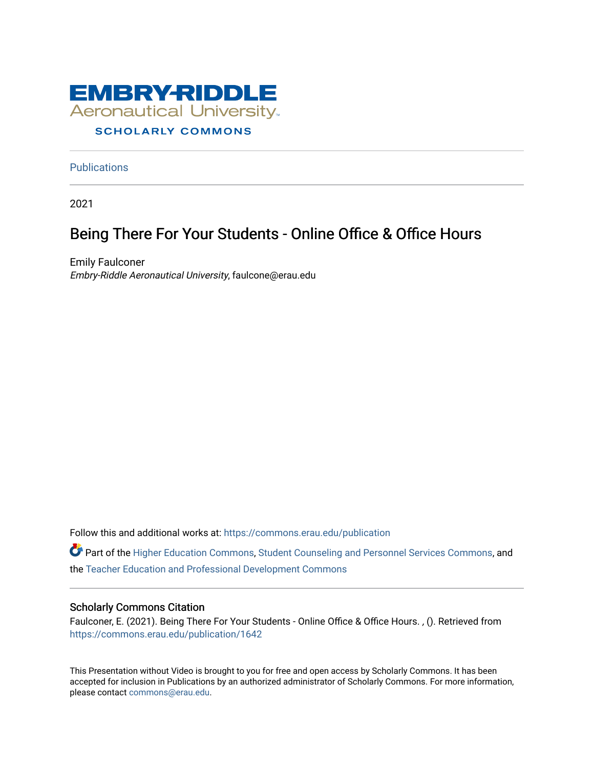EMBRY-RIDDLE
Aeronautical University

SCHOLARLY COMMONS

Publications

2021

# Being There For Your Students - Online Office & Office Hours

Emily Faulconer
*Embry-Riddle Aeronautical University*, faulcone@erau.edu

Follow this and additional works at: https://commons.erau.edu/publication

Part of the Higher Education Commons, Student Counseling and Personnel Services Commons, and the Teacher Education and Professional Development Commons

## Scholarly Commons Citation

Faulconer, E. (2021). Being There For Your Students - Online Office & Office Hours. , (). Retrieved from https://commons.erau.edu/publication/1642

This Presentation without Video is brought to you for free and open access by Scholarly Commons. It has been accepted for inclusion in Publications by an authorized administrator of Scholarly Commons. For more information, please contact commons@erau.edu.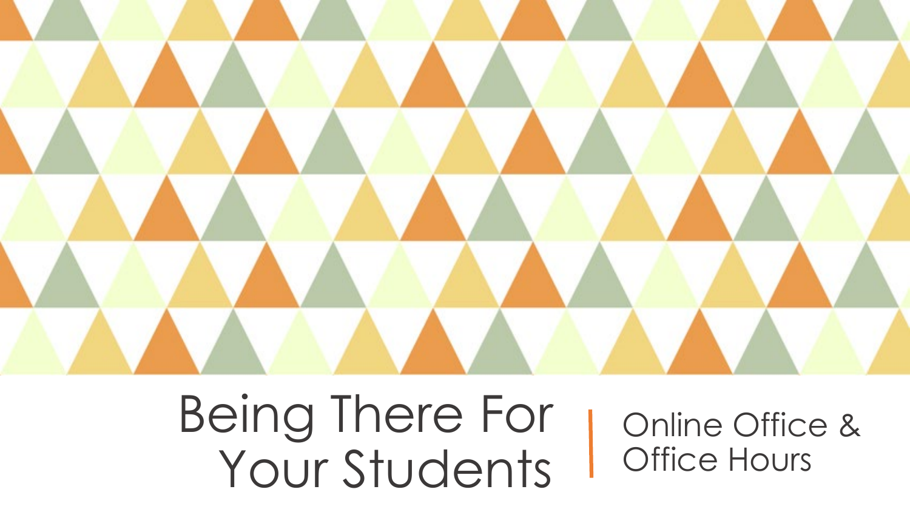# Being There For Your Students

## Online Office & Office Hours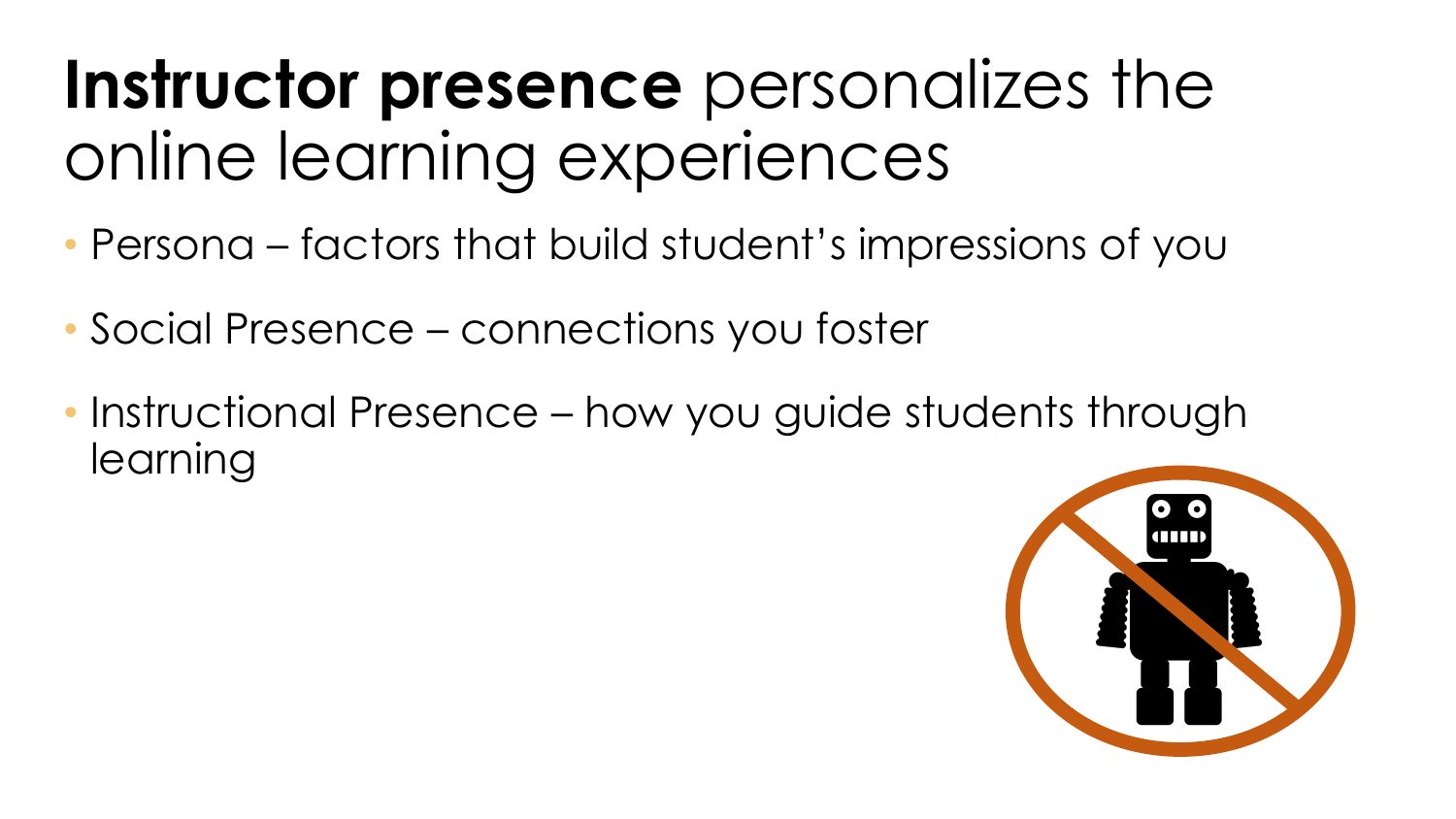# **Instructor presence** personalizes the online learning experiences

- Persona – factors that build student's impressions of you
- Social Presence – connections you foster
- Instructional Presence – how you guide students through learning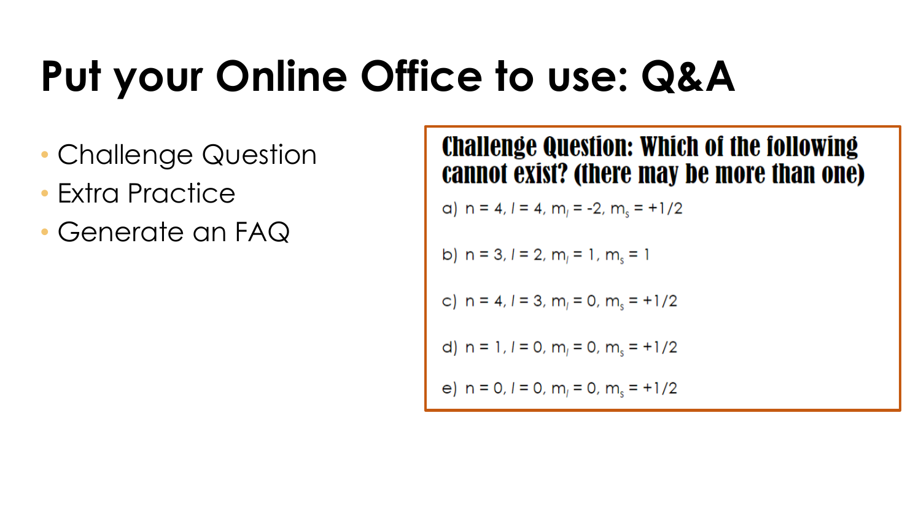# Put your Online Office to use: Q&A

- Challenge Question
- Extra Practice
- Generate an FAQ

**Challenge Question: Which of the following cannot exist? (there may be more than one)**

a) $n = 4$, $l = 4$, $m_l = -2$, $m_s = +1/2$

b) $n = 3$, $l = 2$, $m_l = 1$, $m_s = 1$

c) $n = 4$, $l = 3$, $m_l = 0$, $m_s = +1/2$

d) $n = 1$, $l = 0$, $m_l = 0$, $m_s = +1/2$

e) $n = 0$, $l = 0$, $m_l = 0$, $m_s = +1/2$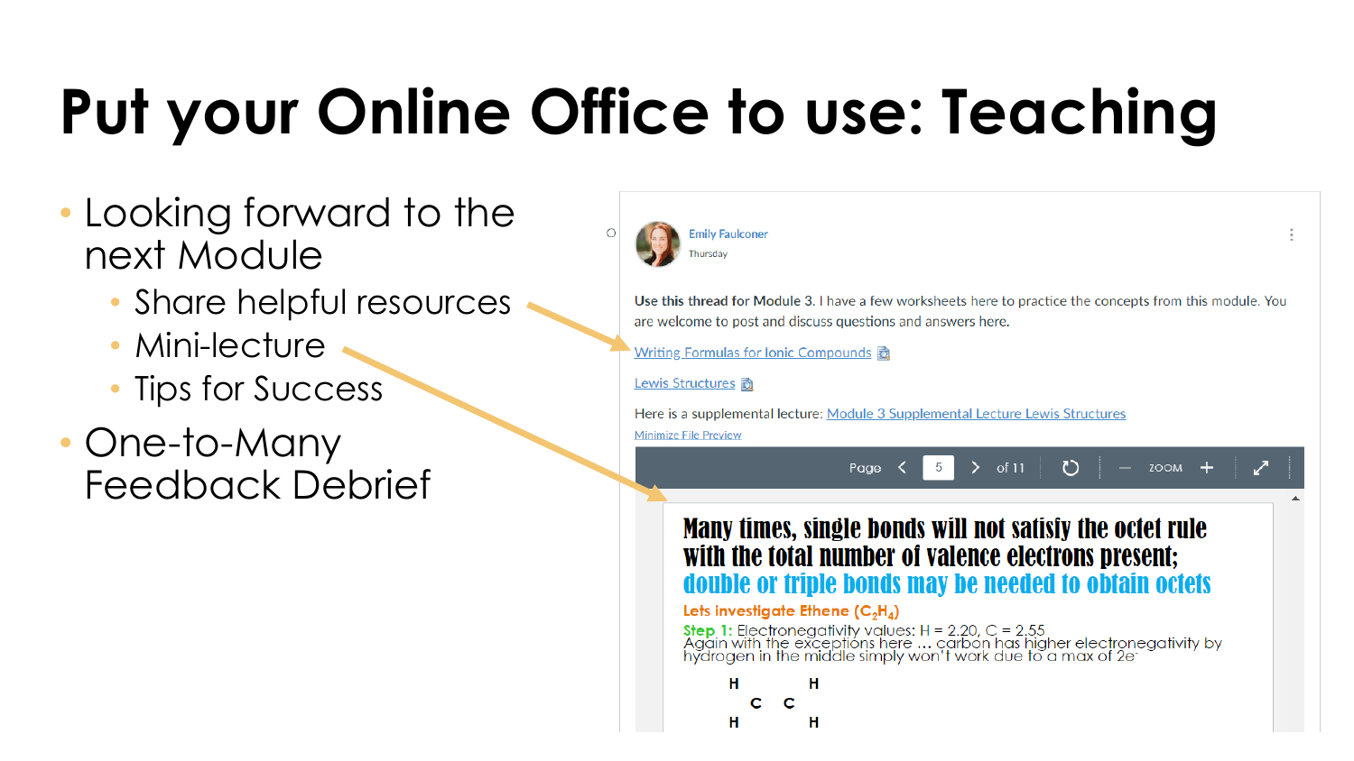# Put your Online Office to use: Teaching

- Looking forward to the next Module
  - Share helpful resources
  - Mini-lecture
  - Tips for Success
- One-to-Many Feedback Debrief

Emily Faulconer
Thursday

Use this thread for Module 3. I have a few worksheets here to practice the concepts from this module. You are welcome to post and discuss questions and answers here.

Writing Formulas for Ionic Compounds

Lewis Structures

Here is a supplemental lecture: Module 3 Supplemental Lecture Lewis Structures

Minimize File Preview

Page 5 of 11 ZOOM

**Many times, single bonds will not satisfy the octet rule with the total number of valence electrons present; double or triple bonds may be needed to obtain octets**

Lets investigate Ethene ($C_2H_4$)

Step 1: Electronegativity values: H = 2.20, C = 2.55
Again with the exceptions here … carbon has higher electronegativity by hydrogen in the middle simply won't work due to a max of $2e^-$

```
H       H
   C  C
H       H
```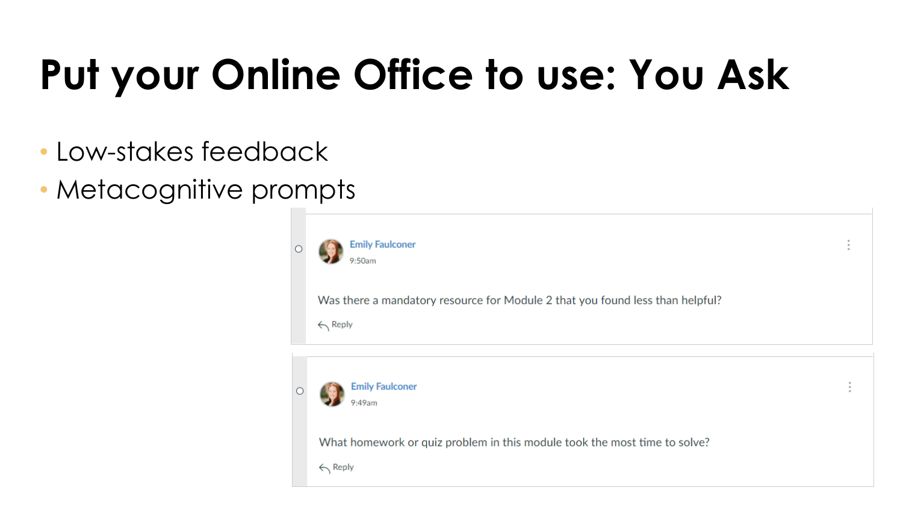# Put your Online Office to use: You Ask

- Low-stakes feedback
- Metacognitive prompts

Emily Faulconer
9:50am

Was there a mandatory resource for Module 2 that you found less than helpful?

Reply

Emily Faulconer
9:49am

What homework or quiz problem in this module took the most time to solve?

Reply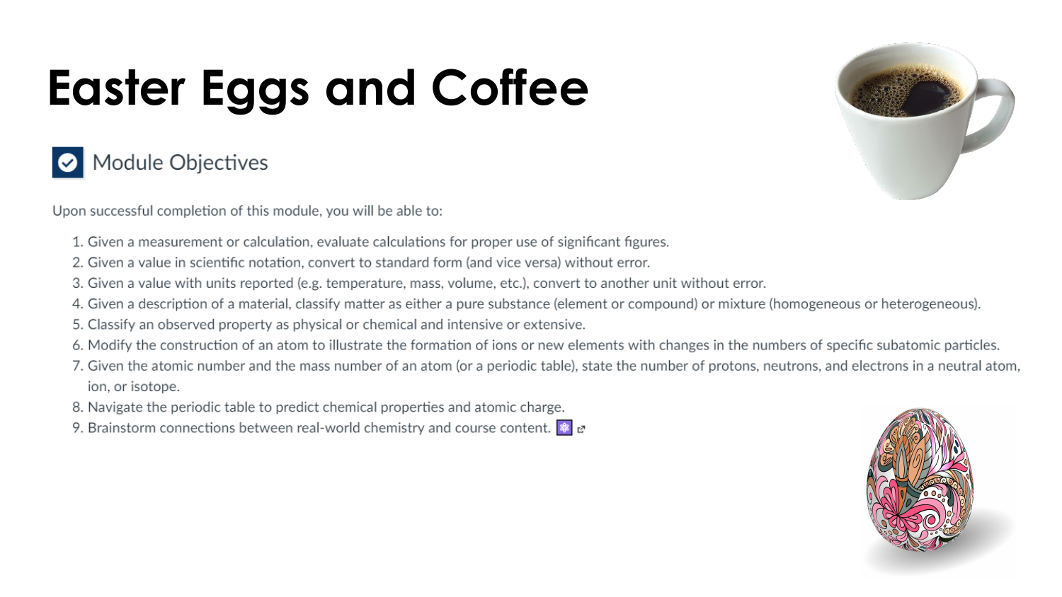# Easter Eggs and Coffee

## Module Objectives

Upon successful completion of this module, you will be able to:

1. Given a measurement or calculation, evaluate calculations for proper use of significant figures.
2. Given a value in scientific notation, convert to standard form (and vice versa) without error.
3. Given a value with units reported (e.g. temperature, mass, volume, etc.), convert to another unit without error.
4. Given a description of a material, classify matter as either a pure substance (element or compound) or mixture (homogeneous or heterogeneous).
5. Classify an observed property as physical or chemical and intensive or extensive.
6. Modify the construction of an atom to illustrate the formation of ions or new elements with changes in the numbers of specific subatomic particles.
7. Given the atomic number and the mass number of an atom (or a periodic table), state the number of protons, neutrons, and electrons in a neutral atom, ion, or isotope.
8. Navigate the periodic table to predict chemical properties and atomic charge.
9. Brainstorm connections between real-world chemistry and course content.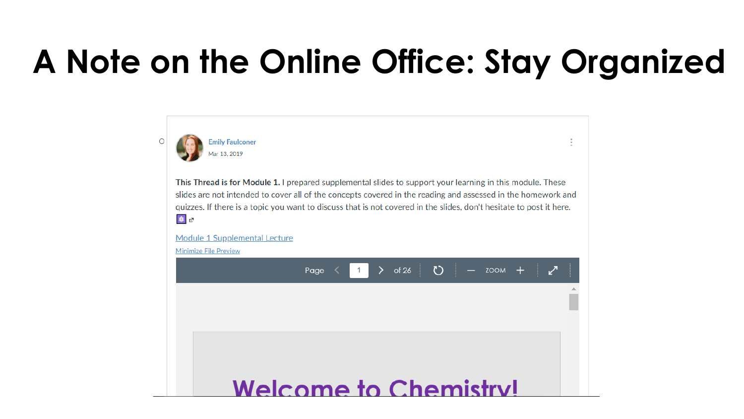# A Note on the Online Office: Stay Organized

Emily Faulconer

Mar 13, 2019

**This Thread is for Module 1.** I prepared supplemental slides to support your learning in this module. These slides are not intended to cover all of the concepts covered in the reading and assessed in the homework and quizzes. If there is a topic you want to discuss that is not covered in the slides, don't hesitate to post it here.

Module 1 Supplemental Lecture

Minimize File Preview

Page 1 of 26 ZOOM

Welcome to Chemistry!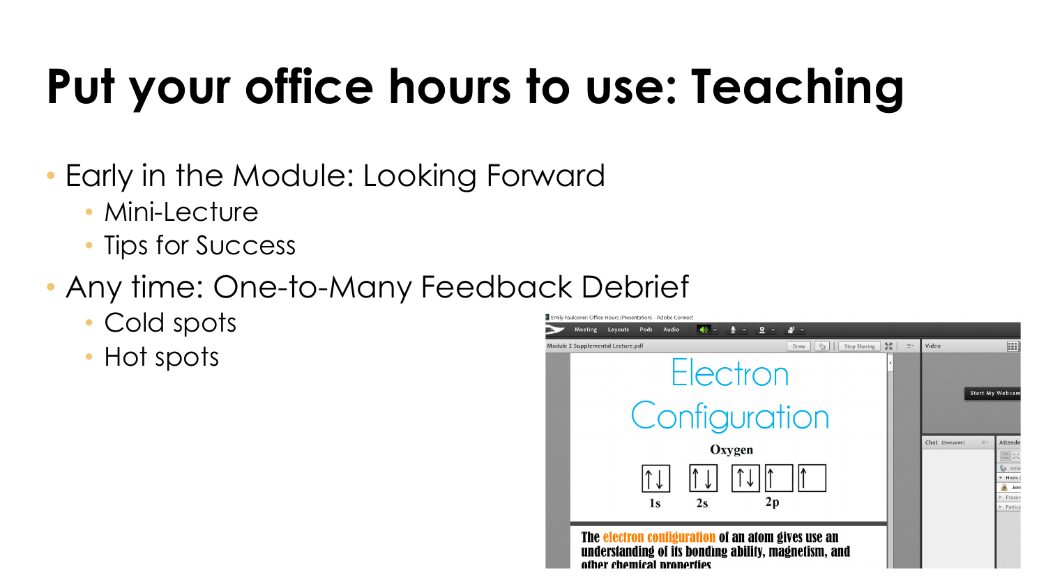# Put your office hours to use: Teaching

- Early in the Module: Looking Forward
  - Mini-Lecture
  - Tips for Success
- Any time: One-to-Many Feedback Debrief
  - Cold spots
  - Hot spots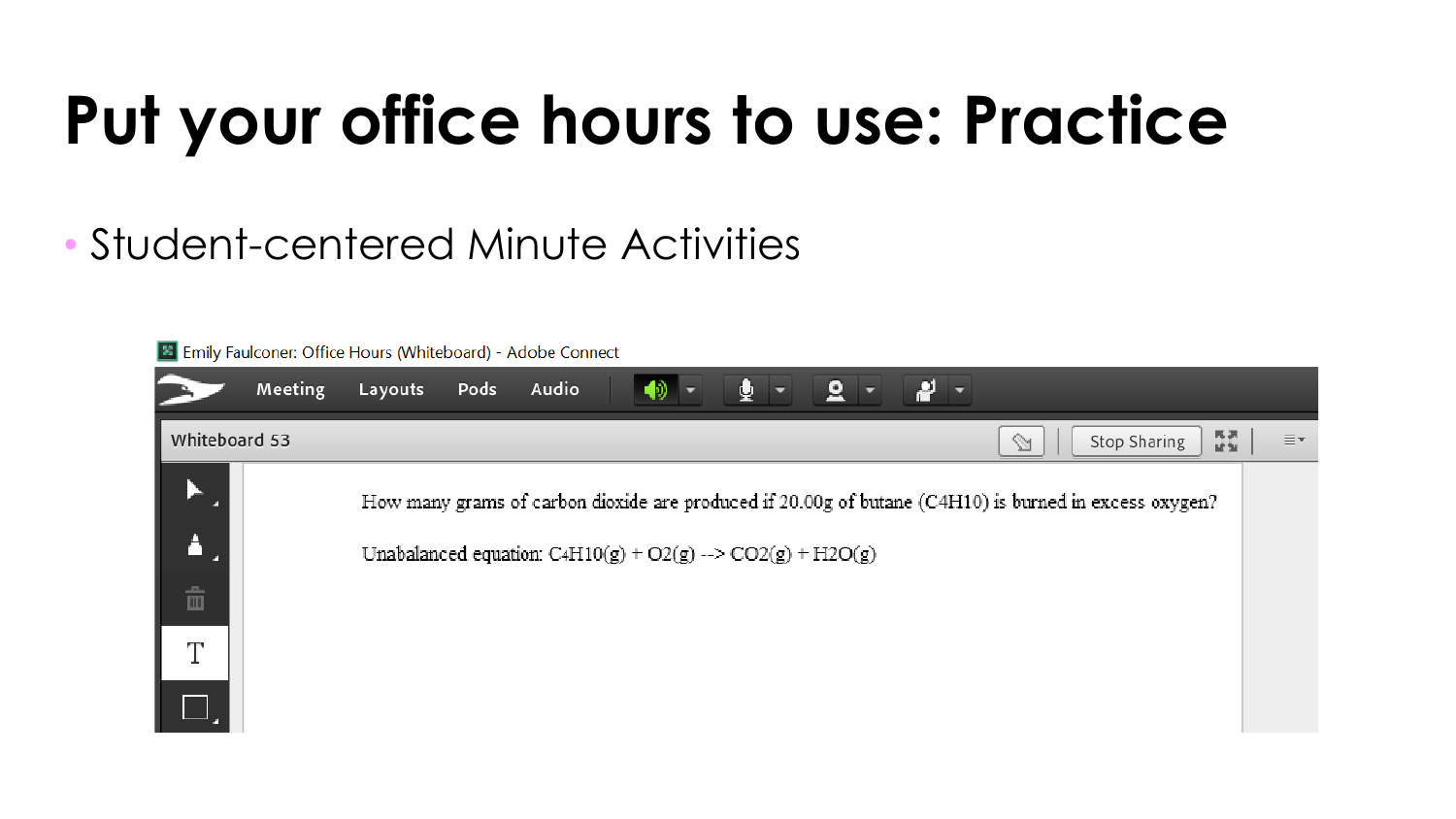# Put your office hours to use: Practice

- Student-centered Minute Activities

Emily Faulconer: Office Hours (Whiteboard) - Adobe Connect

Meeting Layouts Pods Audio

Whiteboard 53

Stop Sharing

How many grams of carbon dioxide are produced if 20.00g of butane ($C_4H_{10}$) is burned in excess oxygen?

Unabalanced equation: $C_4H_{10}(g) + O_2(g) \rightarrow CO_2(g) + H_2O(g)$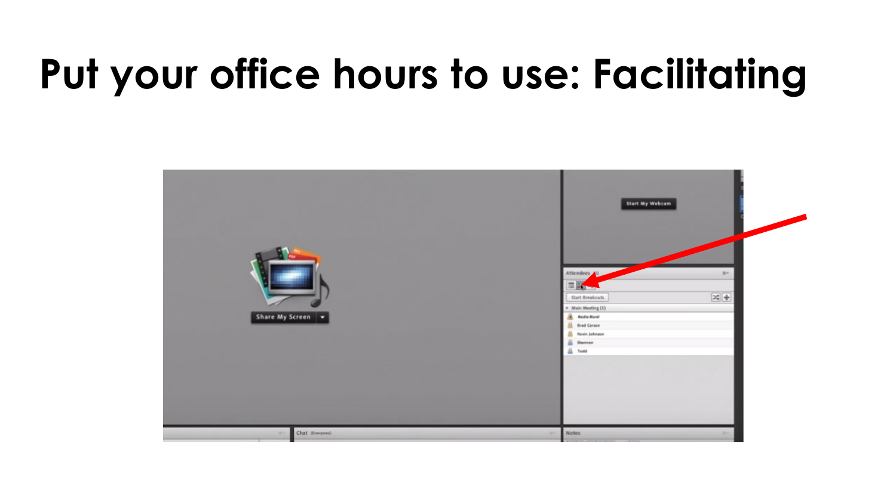# Put your office hours to use: Facilitating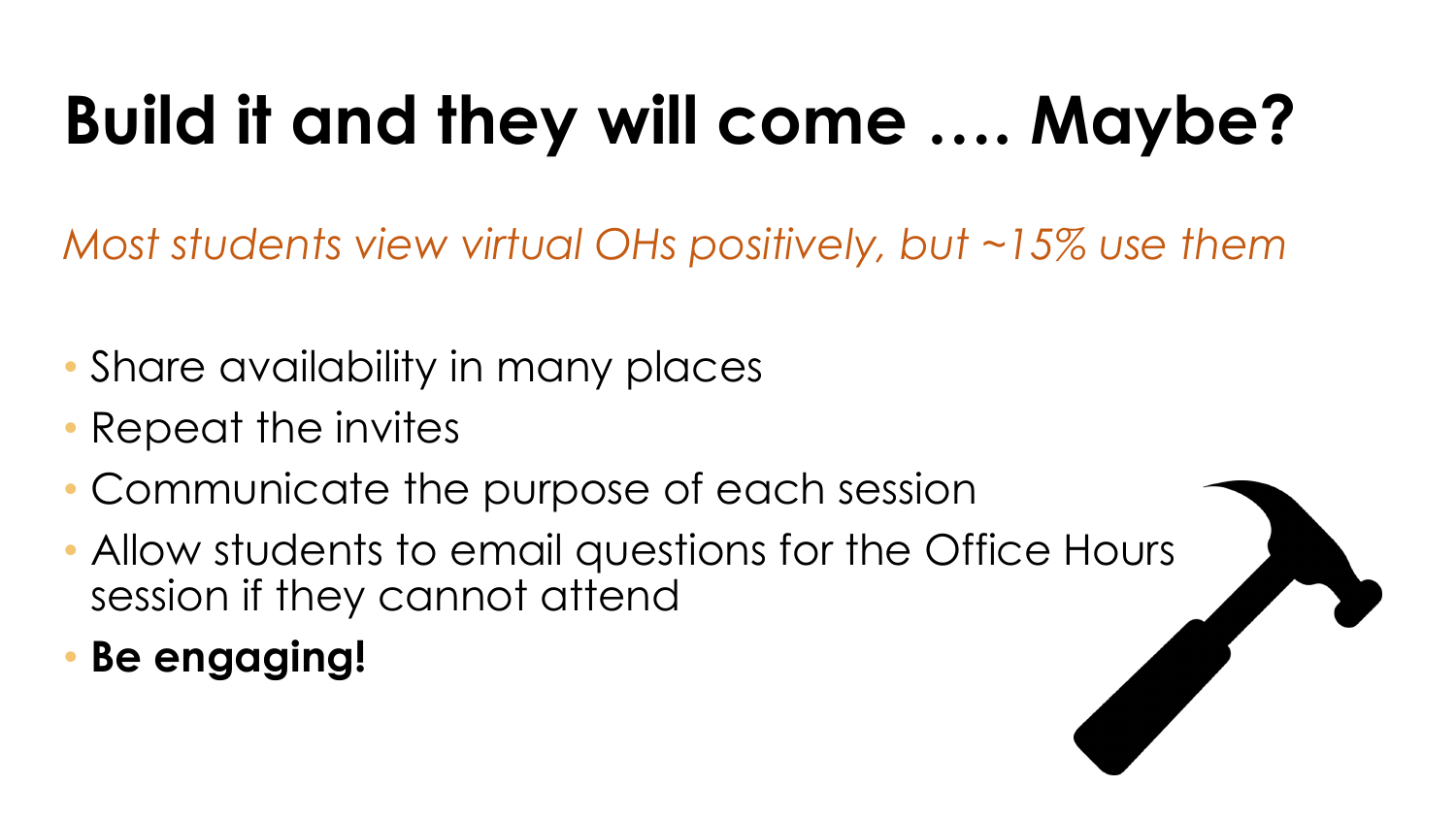# Build it and they will come …. Maybe?

*Most students view virtual OHs positively, but ~15% use them*

- Share availability in many places
- Repeat the invites
- Communicate the purpose of each session
- Allow students to email questions for the Office Hours session if they cannot attend
- **Be engaging!**